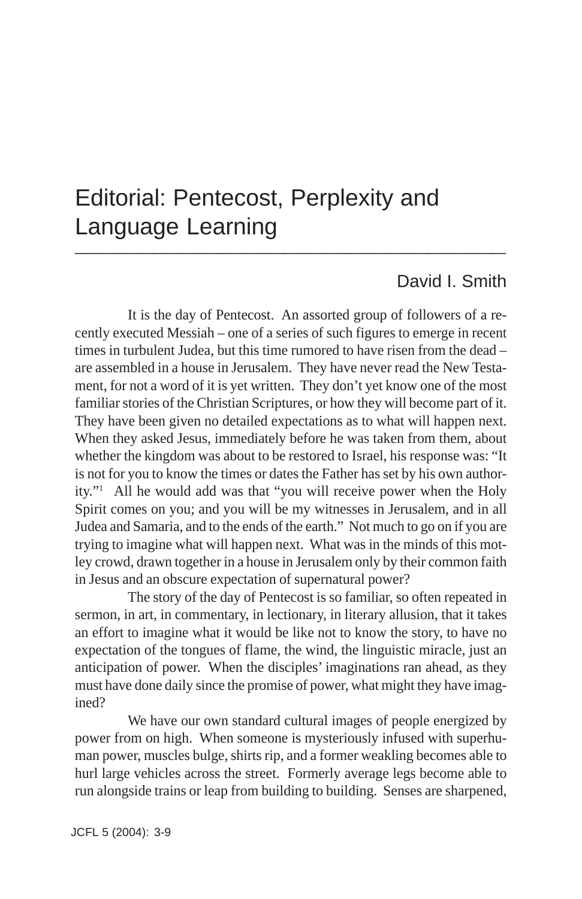# Editorial: Pentecost, Perplexity and Language Learning

David I. Smith

It is the day of Pentecost. An assorted group of followers of a recently executed Messiah – one of a series of such figures to emerge in recent times in turbulent Judea, but this time rumored to have risen from the dead – are assembled in a house in Jerusalem. They have never read the New Testament, for not a word of it is yet written. They don't yet know one of the most familiar stories of the Christian Scriptures, or how they will become part of it. They have been given no detailed expectations as to what will happen next. When they asked Jesus, immediately before he was taken from them, about whether the kingdom was about to be restored to Israel, his response was: "It is not for you to know the times or dates the Father has set by his own authority."[1] All he would add was that "you will receive power when the Holy Spirit comes on you; and you will be my witnesses in Jerusalem, and in all Judea and Samaria, and to the ends of the earth." Not much to go on if you are trying to imagine what will happen next. What was in the minds of this motley crowd, drawn together in a house in Jerusalem only by their common faith in Jesus and an obscure expectation of supernatural power?

The story of the day of Pentecost is so familiar, so often repeated in sermon, in art, in commentary, in lectionary, in literary allusion, that it takes an effort to imagine what it would be like not to know the story, to have no expectation of the tongues of flame, the wind, the linguistic miracle, just an anticipation of power. When the disciples' imaginations ran ahead, as they must have done daily since the promise of power, what might they have imagined?

We have our own standard cultural images of people energized by power from on high. When someone is mysteriously infused with superhuman power, muscles bulge, shirts rip, and a former weakling becomes able to hurl large vehicles across the street. Formerly average legs become able to run alongside trains or leap from building to building. Senses are sharpened,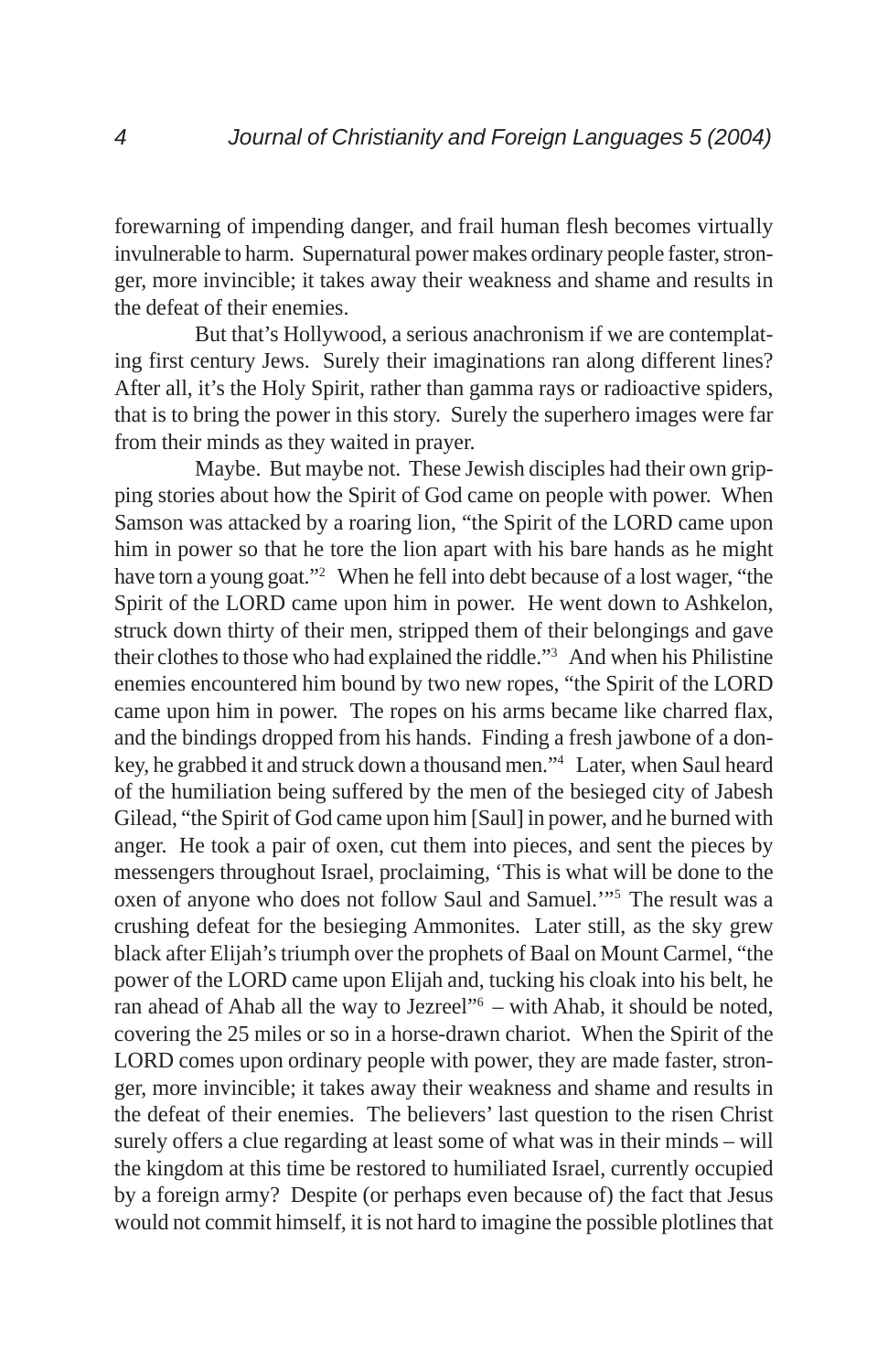forewarning of impending danger, and frail human flesh becomes virtually invulnerable to harm. Supernatural power makes ordinary people faster, stronger, more invincible; it takes away their weakness and shame and results in the defeat of their enemies.

But that's Hollywood, a serious anachronism if we are contemplating first century Jews. Surely their imaginations ran along different lines? After all, it's the Holy Spirit, rather than gamma rays or radioactive spiders, that is to bring the power in this story. Surely the superhero images were far from their minds as they waited in prayer.

Maybe. But maybe not. These Jewish disciples had their own gripping stories about how the Spirit of God came on people with power. When Samson was attacked by a roaring lion, "the Spirit of the LORD came upon him in power so that he tore the lion apart with his bare hands as he might have torn a young goat."[2] When he fell into debt because of a lost wager, "the Spirit of the LORD came upon him in power. He went down to Ashkelon, struck down thirty of their men, stripped them of their belongings and gave their clothes to those who had explained the riddle."[3] And when his Philistine enemies encountered him bound by two new ropes, "the Spirit of the LORD came upon him in power. The ropes on his arms became like charred flax, and the bindings dropped from his hands. Finding a fresh jawbone of a donkey, he grabbed it and struck down a thousand men."[4] Later, when Saul heard of the humiliation being suffered by the men of the besieged city of Jabesh Gilead, "the Spirit of God came upon him [Saul] in power, and he burned with anger. He took a pair of oxen, cut them into pieces, and sent the pieces by messengers throughout Israel, proclaiming, 'This is what will be done to the oxen of anyone who does not follow Saul and Samuel.'"[5] The result was a crushing defeat for the besieging Ammonites. Later still, as the sky grew black after Elijah's triumph over the prophets of Baal on Mount Carmel, "the power of the LORD came upon Elijah and, tucking his cloak into his belt, he ran ahead of Ahab all the way to Jezreel"[6] – with Ahab, it should be noted, covering the 25 miles or so in a horse-drawn chariot. When the Spirit of the LORD comes upon ordinary people with power, they are made faster, stronger, more invincible; it takes away their weakness and shame and results in the defeat of their enemies. The believers' last question to the risen Christ surely offers a clue regarding at least some of what was in their minds – will the kingdom at this time be restored to humiliated Israel, currently occupied by a foreign army? Despite (or perhaps even because of) the fact that Jesus would not commit himself, it is not hard to imagine the possible plotlines that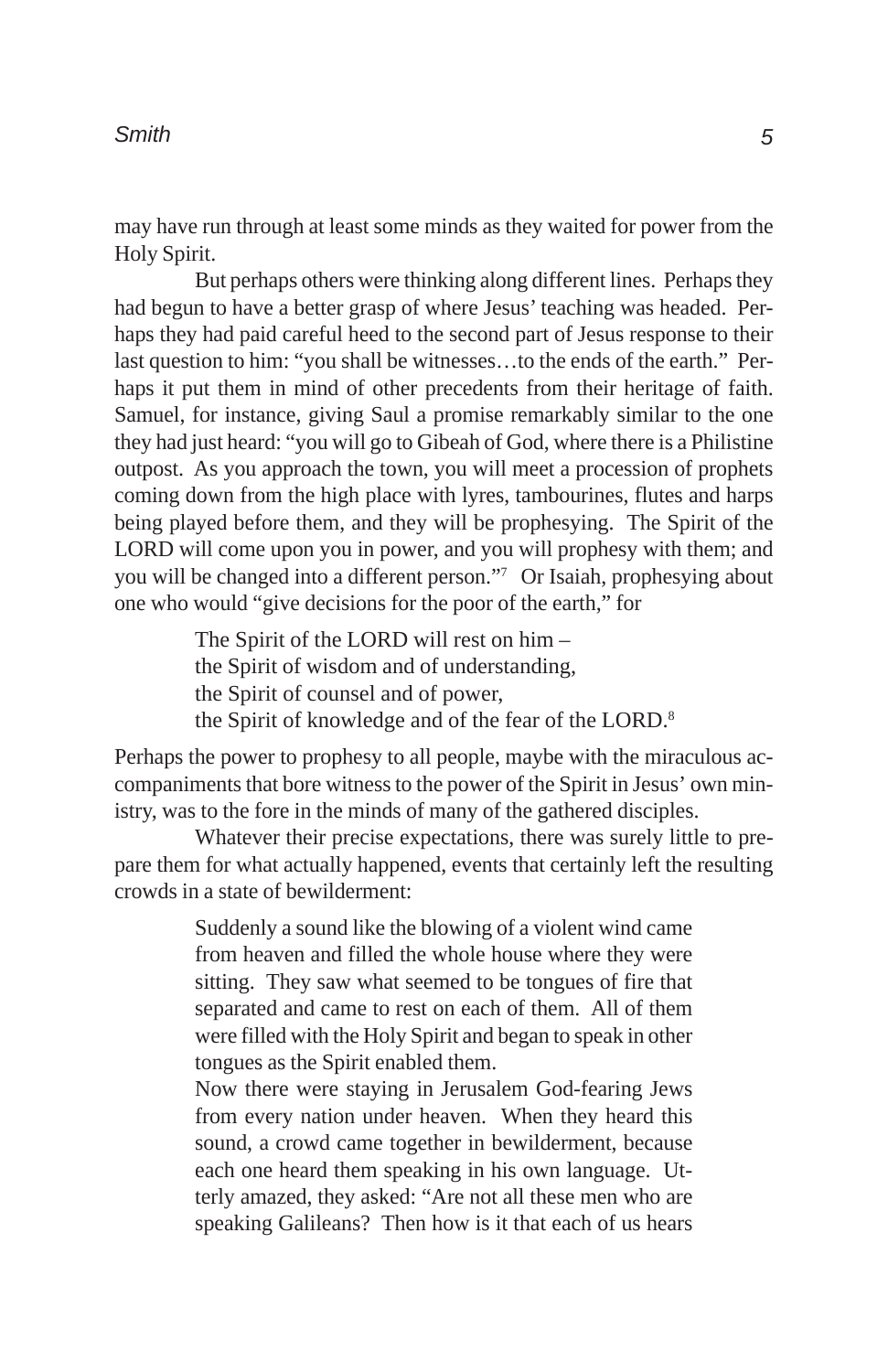may have run through at least some minds as they waited for power from the Holy Spirit.

But perhaps others were thinking along different lines. Perhaps they had begun to have a better grasp of where Jesus' teaching was headed. Perhaps they had paid careful heed to the second part of Jesus response to their last question to him: "you shall be witnesses…to the ends of the earth." Perhaps it put them in mind of other precedents from their heritage of faith. Samuel, for instance, giving Saul a promise remarkably similar to the one they had just heard: "you will go to Gibeah of God, where there is a Philistine outpost. As you approach the town, you will meet a procession of prophets coming down from the high place with lyres, tambourines, flutes and harps being played before them, and they will be prophesying. The Spirit of the LORD will come upon you in power, and you will prophesy with them; and you will be changed into a different person."[7] Or Isaiah, prophesying about one who would "give decisions for the poor of the earth," for

> The Spirit of the LORD will rest on him –
> the Spirit of wisdom and of understanding,
> the Spirit of counsel and of power,
> the Spirit of knowledge and of the fear of the LORD.[8]

Perhaps the power to prophesy to all people, maybe with the miraculous accompaniments that bore witness to the power of the Spirit in Jesus' own ministry, was to the fore in the minds of many of the gathered disciples.

Whatever their precise expectations, there was surely little to prepare them for what actually happened, events that certainly left the resulting crowds in a state of bewilderment:

> Suddenly a sound like the blowing of a violent wind came from heaven and filled the whole house where they were sitting. They saw what seemed to be tongues of fire that separated and came to rest on each of them. All of them were filled with the Holy Spirit and began to speak in other tongues as the Spirit enabled them.
>
> Now there were staying in Jerusalem God-fearing Jews from every nation under heaven. When they heard this sound, a crowd came together in bewilderment, because each one heard them speaking in his own language. Utterly amazed, they asked: "Are not all these men who are speaking Galileans? Then how is it that each of us hears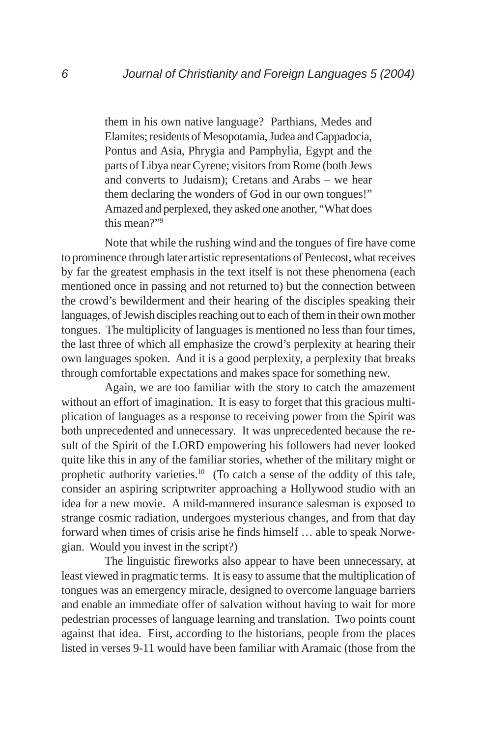> them in his own native language? Parthians, Medes and Elamites; residents of Mesopotamia, Judea and Cappadocia, Pontus and Asia, Phrygia and Pamphylia, Egypt and the parts of Libya near Cyrene; visitors from Rome (both Jews and converts to Judaism); Cretans and Arabs – we hear them declaring the wonders of God in our own tongues!" Amazed and perplexed, they asked one another, "What does this mean?"[9]

Note that while the rushing wind and the tongues of fire have come to prominence through later artistic representations of Pentecost, what receives by far the greatest emphasis in the text itself is not these phenomena (each mentioned once in passing and not returned to) but the connection between the crowd's bewilderment and their hearing of the disciples speaking their languages, of Jewish disciples reaching out to each of them in their own mother tongues. The multiplicity of languages is mentioned no less than four times, the last three of which all emphasize the crowd's perplexity at hearing their own languages spoken. And it is a good perplexity, a perplexity that breaks through comfortable expectations and makes space for something new.

Again, we are too familiar with the story to catch the amazement without an effort of imagination. It is easy to forget that this gracious multiplication of languages as a response to receiving power from the Spirit was both unprecedented and unnecessary. It was unprecedented because the result of the Spirit of the LORD empowering his followers had never looked quite like this in any of the familiar stories, whether of the military might or prophetic authority varieties.[10] (To catch a sense of the oddity of this tale, consider an aspiring scriptwriter approaching a Hollywood studio with an idea for a new movie. A mild-mannered insurance salesman is exposed to strange cosmic radiation, undergoes mysterious changes, and from that day forward when times of crisis arise he finds himself … able to speak Norwegian. Would you invest in the script?)

The linguistic fireworks also appear to have been unnecessary, at least viewed in pragmatic terms. It is easy to assume that the multiplication of tongues was an emergency miracle, designed to overcome language barriers and enable an immediate offer of salvation without having to wait for more pedestrian processes of language learning and translation. Two points count against that idea. First, according to the historians, people from the places listed in verses 9-11 would have been familiar with Aramaic (those from the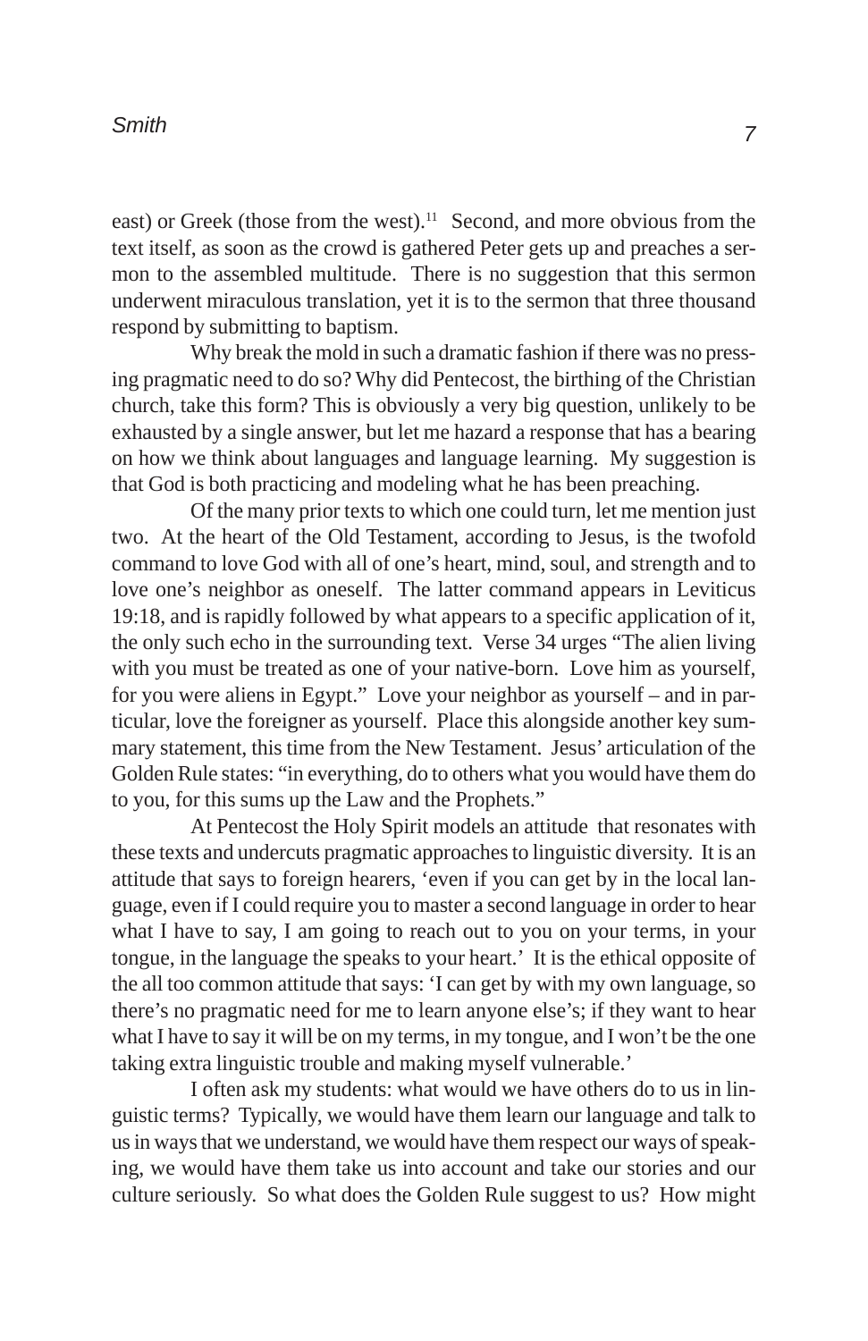east) or Greek (those from the west).[11] Second, and more obvious from the text itself, as soon as the crowd is gathered Peter gets up and preaches a sermon to the assembled multitude. There is no suggestion that this sermon underwent miraculous translation, yet it is to the sermon that three thousand respond by submitting to baptism.

Why break the mold in such a dramatic fashion if there was no pressing pragmatic need to do so? Why did Pentecost, the birthing of the Christian church, take this form? This is obviously a very big question, unlikely to be exhausted by a single answer, but let me hazard a response that has a bearing on how we think about languages and language learning. My suggestion is that God is both practicing and modeling what he has been preaching.

Of the many prior texts to which one could turn, let me mention just two. At the heart of the Old Testament, according to Jesus, is the twofold command to love God with all of one's heart, mind, soul, and strength and to love one's neighbor as oneself. The latter command appears in Leviticus 19:18, and is rapidly followed by what appears to a specific application of it, the only such echo in the surrounding text. Verse 34 urges "The alien living with you must be treated as one of your native-born. Love him as yourself, for you were aliens in Egypt." Love your neighbor as yourself – and in particular, love the foreigner as yourself. Place this alongside another key summary statement, this time from the New Testament. Jesus' articulation of the Golden Rule states: "in everything, do to others what you would have them do to you, for this sums up the Law and the Prophets."

At Pentecost the Holy Spirit models an attitude that resonates with these texts and undercuts pragmatic approaches to linguistic diversity. It is an attitude that says to foreign hearers, 'even if you can get by in the local language, even if I could require you to master a second language in order to hear what I have to say, I am going to reach out to you on your terms, in your tongue, in the language the speaks to your heart.' It is the ethical opposite of the all too common attitude that says: 'I can get by with my own language, so there's no pragmatic need for me to learn anyone else's; if they want to hear what I have to say it will be on my terms, in my tongue, and I won't be the one taking extra linguistic trouble and making myself vulnerable.'

I often ask my students: what would we have others do to us in linguistic terms? Typically, we would have them learn our language and talk to us in ways that we understand, we would have them respect our ways of speaking, we would have them take us into account and take our stories and our culture seriously. So what does the Golden Rule suggest to us? How might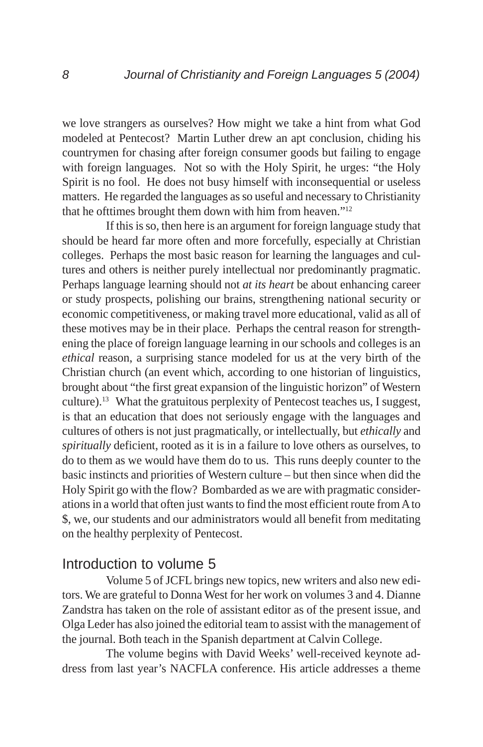we love strangers as ourselves? How might we take a hint from what God modeled at Pentecost? Martin Luther drew an apt conclusion, chiding his countrymen for chasing after foreign consumer goods but failing to engage with foreign languages. Not so with the Holy Spirit, he urges: "the Holy Spirit is no fool. He does not busy himself with inconsequential or useless matters. He regarded the languages as so useful and necessary to Christianity that he ofttimes brought them down with him from heaven."[12]

If this is so, then here is an argument for foreign language study that should be heard far more often and more forcefully, especially at Christian colleges. Perhaps the most basic reason for learning the languages and cultures and others is neither purely intellectual nor predominantly pragmatic. Perhaps language learning should not *at its heart* be about enhancing career or study prospects, polishing our brains, strengthening national security or economic competitiveness, or making travel more educational, valid as all of these motives may be in their place. Perhaps the central reason for strengthening the place of foreign language learning in our schools and colleges is an *ethical* reason, a surprising stance modeled for us at the very birth of the Christian church (an event which, according to one historian of linguistics, brought about "the first great expansion of the linguistic horizon" of Western culture).[13] What the gratuitous perplexity of Pentecost teaches us, I suggest, is that an education that does not seriously engage with the languages and cultures of others is not just pragmatically, or intellectually, but *ethically* and *spiritually* deficient, rooted as it is in a failure to love others as ourselves, to do to them as we would have them do to us. This runs deeply counter to the basic instincts and priorities of Western culture – but then since when did the Holy Spirit go with the flow? Bombarded as we are with pragmatic considerations in a world that often just wants to find the most efficient route from A to $, we, our students and our administrators would all benefit from meditating on the healthy perplexity of Pentecost.

## Introduction to volume 5

Volume 5 of JCFL brings new topics, new writers and also new editors. We are grateful to Donna West for her work on volumes 3 and 4. Dianne Zandstra has taken on the role of assistant editor as of the present issue, and Olga Leder has also joined the editorial team to assist with the management of the journal. Both teach in the Spanish department at Calvin College.

The volume begins with David Weeks' well-received keynote address from last year's NACFLA conference. His article addresses a theme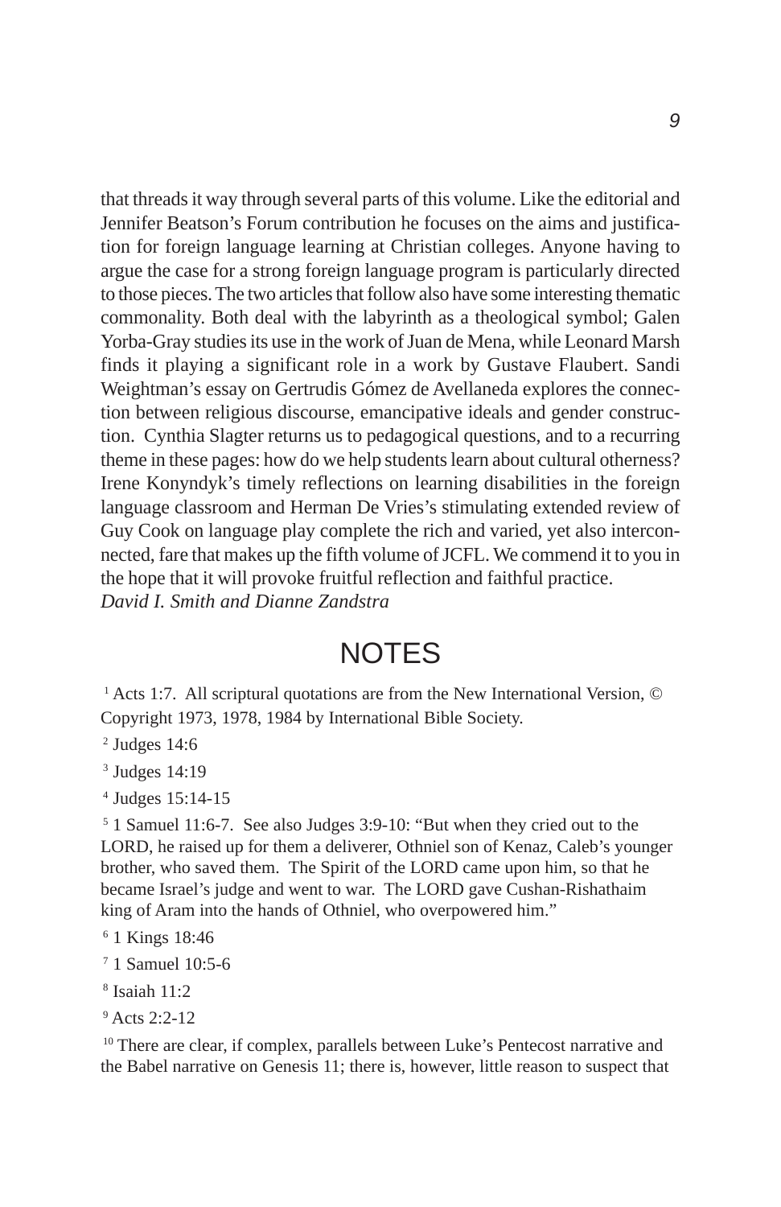that threads it way through several parts of this volume. Like the editorial and Jennifer Beatson's Forum contribution he focuses on the aims and justification for foreign language learning at Christian colleges. Anyone having to argue the case for a strong foreign language program is particularly directed to those pieces. The two articles that follow also have some interesting thematic commonality. Both deal with the labyrinth as a theological symbol; Galen Yorba-Gray studies its use in the work of Juan de Mena, while Leonard Marsh finds it playing a significant role in a work by Gustave Flaubert. Sandi Weightman's essay on Gertrudis Gómez de Avellaneda explores the connection between religious discourse, emancipative ideals and gender construction. Cynthia Slagter returns us to pedagogical questions, and to a recurring theme in these pages: how do we help students learn about cultural otherness? Irene Konyndyk's timely reflections on learning disabilities in the foreign language classroom and Herman De Vries's stimulating extended review of Guy Cook on language play complete the rich and varied, yet also interconnected, fare that makes up the fifth volume of JCFL. We commend it to you in the hope that it will provoke fruitful reflection and faithful practice.

*David I. Smith and Dianne Zandstra*

# NOTES

[1] Acts 1:7. All scriptural quotations are from the New International Version, © Copyright 1973, 1978, 1984 by International Bible Society.

[2] Judges 14:6

[3] Judges 14:19

[4] Judges 15:14-15

[5] 1 Samuel 11:6-7. See also Judges 3:9-10: "But when they cried out to the LORD, he raised up for them a deliverer, Othniel son of Kenaz, Caleb's younger brother, who saved them. The Spirit of the LORD came upon him, so that he became Israel's judge and went to war. The LORD gave Cushan-Rishathaim king of Aram into the hands of Othniel, who overpowered him."

[6] 1 Kings 18:46

[7] 1 Samuel 10:5-6

[8] Isaiah 11:2

[9] Acts 2:2-12

[10] There are clear, if complex, parallels between Luke's Pentecost narrative and the Babel narrative on Genesis 11; there is, however, little reason to suspect that